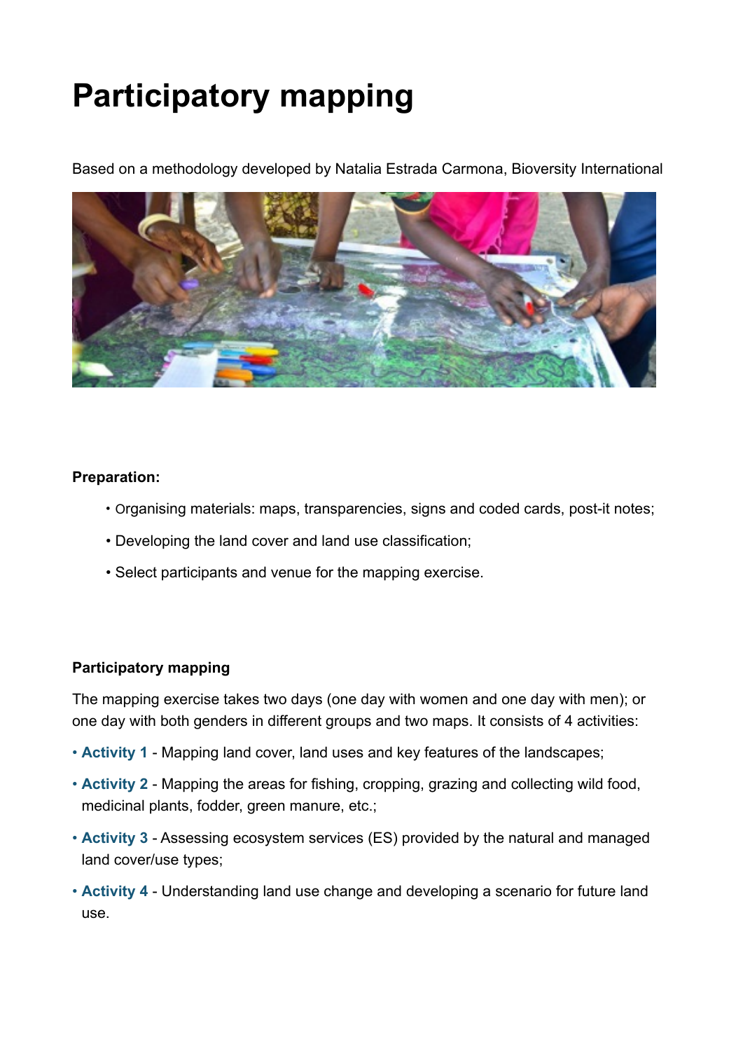# Participatory mapping

Based on a methodology developed by Natalia Estrada Carmona, Bioversity International

**Preparation:**

- Organising materials: maps, transparencies, signs and coded cards, post-it notes;
- Developing the land cover and land use classification;
- Select participants and venue for the mapping exercise.

**Participatory mapping**

The mapping exercise takes two days (one day with women and one day with men); or one day with both genders in different groups and two maps. It consists of 4 activities:

- **Activity 1** - Mapping land cover, land uses and key features of the landscapes;
- **Activity 2** - Mapping the areas for fishing, cropping, grazing and collecting wild food, medicinal plants, fodder, green manure, etc.;
- **Activity 3** - Assessing ecosystem services (ES) provided by the natural and managed land cover/use types;
- **Activity 4** - Understanding land use change and developing a scenario for future land use.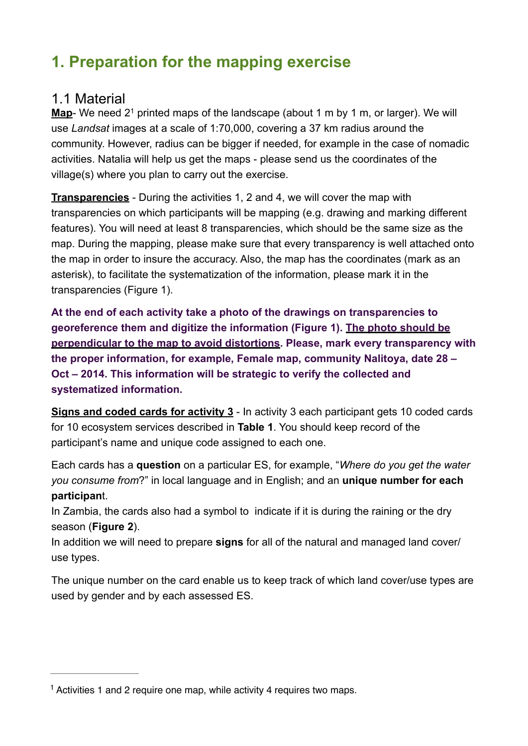# 1. Preparation for the mapping exercise

## 1.1 Material

**<u>Map</u>**- We need 2[1] printed maps of the landscape (about 1 m by 1 m, or larger). We will use *Landsat* images at a scale of 1:70,000, covering a 37 km radius around the community. However, radius can be bigger if needed, for example in the case of nomadic activities. Natalia will help us get the maps - please send us the coordinates of the village(s) where you plan to carry out the exercise.

**<u>Transparencies</u>** - During the activities 1, 2 and 4, we will cover the map with transparencies on which participants will be mapping (e.g. drawing and marking different features). You will need at least 8 transparencies, which should be the same size as the map. During the mapping, please make sure that every transparency is well attached onto the map in order to insure the accuracy. Also, the map has the coordinates (mark as an asterisk), to facilitate the systematization of the information, please mark it in the transparencies (Figure 1).

**At the end of each activity take a photo of the drawings on transparencies to georeference them and digitize the information (Figure 1). <u>The photo should be perpendicular to the map to avoid distortions</u>. Please, mark every transparency with the proper information, for example, Female map, community Nalitoya, date 28 – Oct – 2014. This information will be strategic to verify the collected and systematized information.**

**<u>Signs and coded cards for activity 3</u>** - In activity 3 each participant gets 10 coded cards for 10 ecosystem services described in **Table 1**. You should keep record of the participant's name and unique code assigned to each one.

Each cards has a **question** on a particular ES, for example, "*Where do you get the water you consume from*?" in local language and in English; and an **unique number for each participan**t.
In Zambia, the cards also had a symbol to indicate if it is during the raining or the dry season (**Figure 2**).
In addition we will need to prepare **signs** for all of the natural and managed land cover/use types.

The unique number on the card enable us to keep track of which land cover/use types are used by gender and by each assessed ES.

[1] Activities 1 and 2 require one map, while activity 4 requires two maps.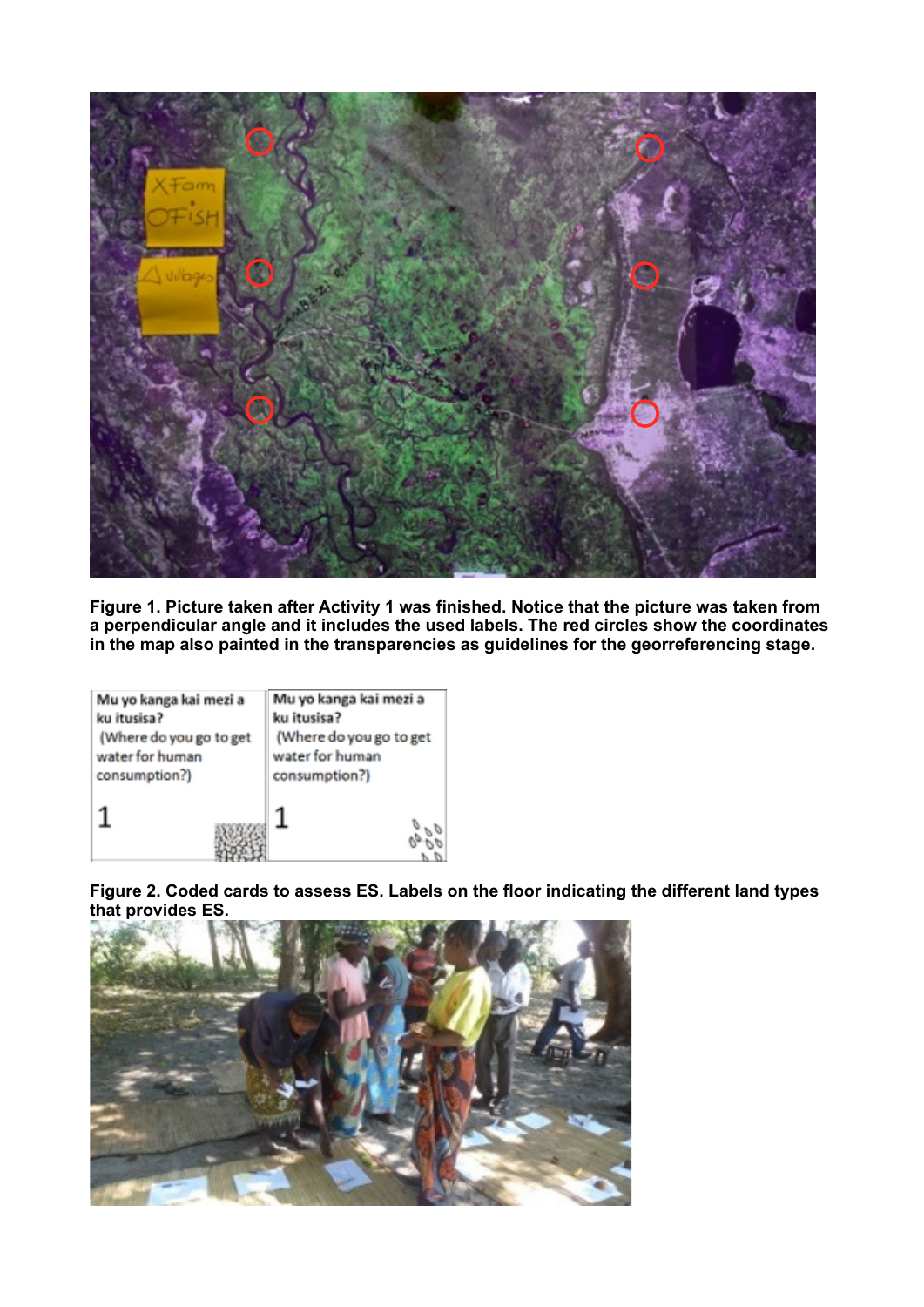**Figure 1. Picture taken after Activity 1 was finished. Notice that the picture was taken from a perpendicular angle and it includes the used labels. The red circles show the coordinates in the map also painted in the transparencies as guidelines for the georeferencing stage.**

**Figure 2. Coded cards to assess ES. Labels on the floor indicating the different land types that provides ES.**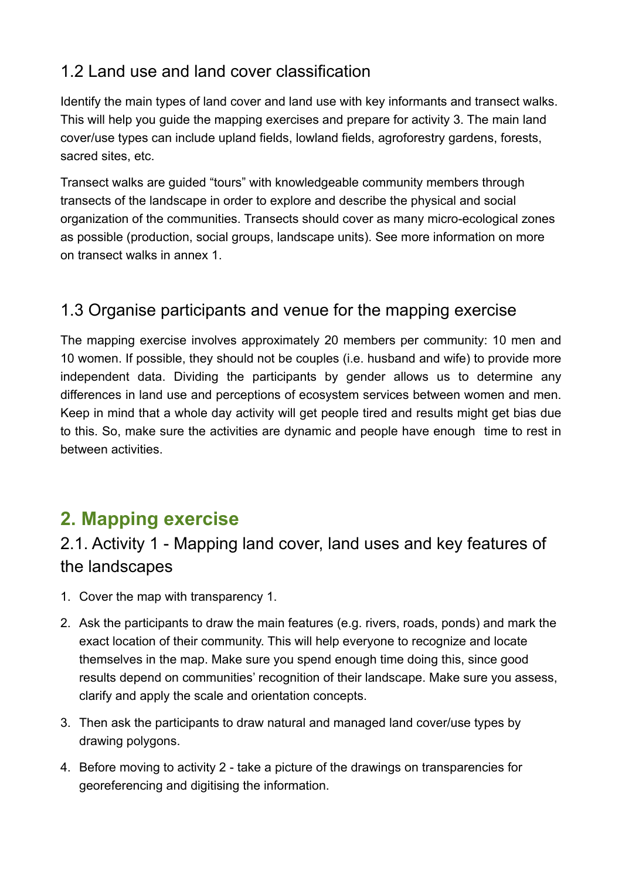### 1.2 Land use and land cover classification

Identify the main types of land cover and land use with key informants and transect walks. This will help you guide the mapping exercises and prepare for activity 3. The main land cover/use types can include upland fields, lowland fields, agroforestry gardens, forests, sacred sites, etc.

Transect walks are guided "tours" with knowledgeable community members through transects of the landscape in order to explore and describe the physical and social organization of the communities. Transects should cover as many micro-ecological zones as possible (production, social groups, landscape units). See more information on more on transect walks in annex 1.

### 1.3 Organise participants and venue for the mapping exercise

The mapping exercise involves approximately 20 members per community: 10 men and 10 women. If possible, they should not be couples (i.e. husband and wife) to provide more independent data. Dividing the participants by gender allows us to determine any differences in land use and perceptions of ecosystem services between women and men. Keep in mind that a whole day activity will get people tired and results might get bias due to this. So, make sure the activities are dynamic and people have enough time to rest in between activities.

## 2. Mapping exercise

### 2.1. Activity 1 - Mapping land cover, land uses and key features of the landscapes

1. Cover the map with transparency 1.
2. Ask the participants to draw the main features (e.g. rivers, roads, ponds) and mark the exact location of their community. This will help everyone to recognize and locate themselves in the map. Make sure you spend enough time doing this, since good results depend on communities' recognition of their landscape. Make sure you assess, clarify and apply the scale and orientation concepts.
3. Then ask the participants to draw natural and managed land cover/use types by drawing polygons.
4. Before moving to activity 2 - take a picture of the drawings on transparencies for georeferencing and digitising the information.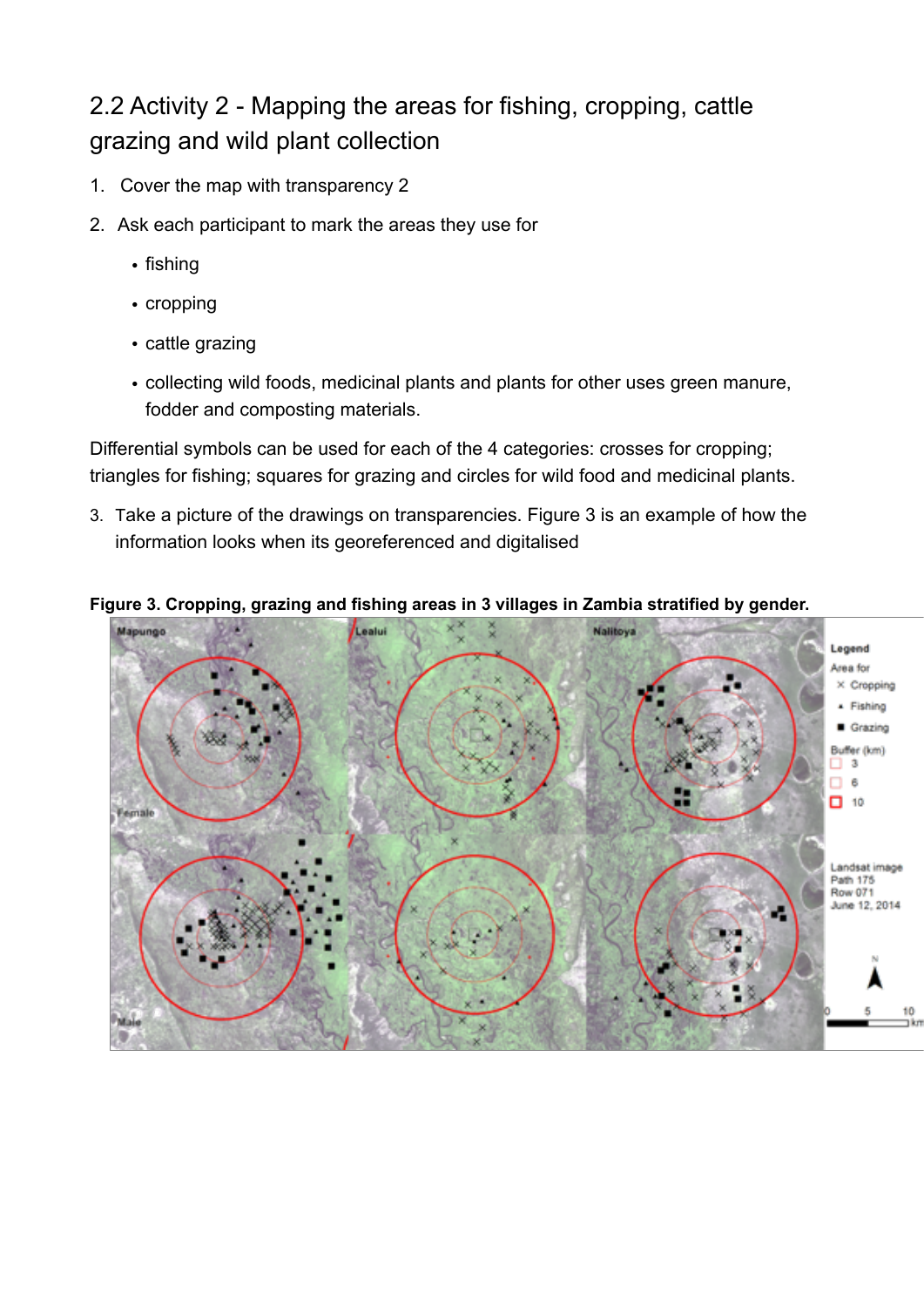## 2.2 Activity 2 - Mapping the areas for fishing, cropping, cattle grazing and wild plant collection

1. Cover the map with transparency 2
2. Ask each participant to mark the areas they use for
   - fishing
   - cropping
   - cattle grazing
   - collecting wild foods, medicinal plants and plants for other uses green manure, fodder and composting materials.

Differential symbols can be used for each of the 4 categories: crosses for cropping; triangles for fishing; squares for grazing and circles for wild food and medicinal plants.

3. Take a picture of the drawings on transparencies. Figure 3 is an example of how the information looks when its georeferenced and digitalised

**Figure 3. Cropping, grazing and fishing areas in 3 villages in Zambia stratified by gender.**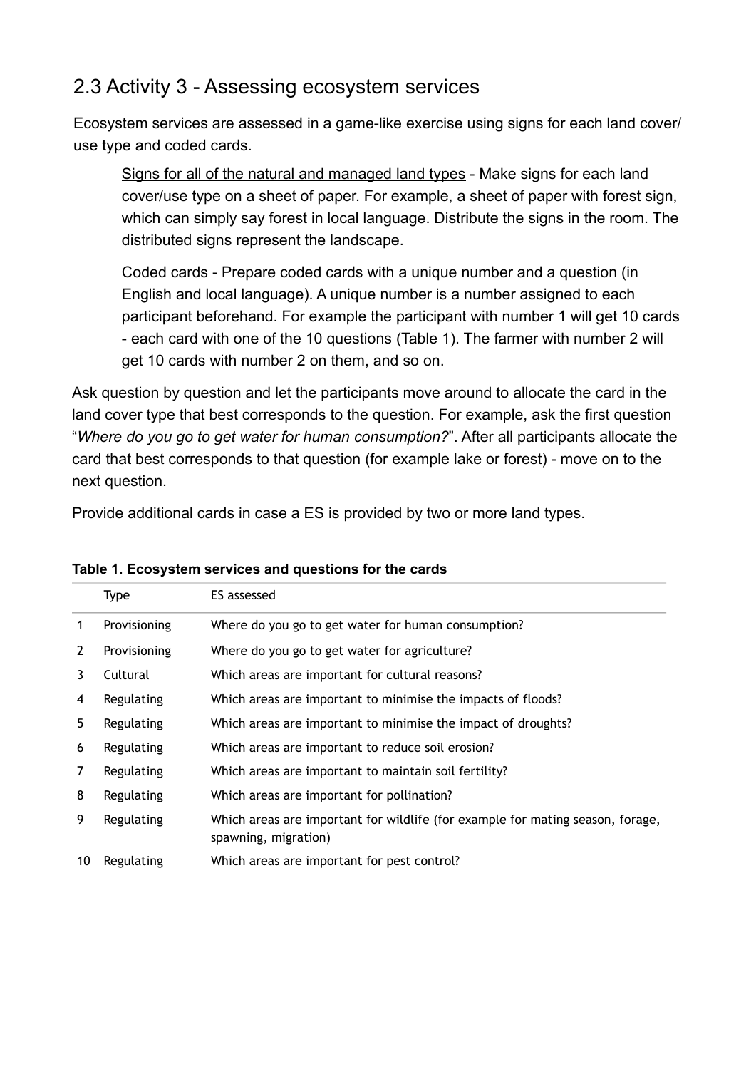## 2.3 Activity 3 - Assessing ecosystem services

Ecosystem services are assessed in a game-like exercise using signs for each land cover/ use type and coded cards.

> Signs for all of the natural and managed land types - Make signs for each land cover/use type on a sheet of paper. For example, a sheet of paper with forest sign, which can simply say forest in local language. Distribute the signs in the room. The distributed signs represent the landscape.
>
> Coded cards - Prepare coded cards with a unique number and a question (in English and local language). A unique number is a number assigned to each participant beforehand. For example the participant with number 1 will get 10 cards - each card with one of the 10 questions (Table 1). The farmer with number 2 will get 10 cards with number 2 on them, and so on.

Ask question by question and let the participants move around to allocate the card in the land cover type that best corresponds to the question. For example, ask the first question "*Where do you go to get water for human consumption?*". After all participants allocate the card that best corresponds to that question (for example lake or forest) - move on to the next question.

Provide additional cards in case a ES is provided by two or more land types.

**Table 1. Ecosystem services and questions for the cards**

| | Type | ES assessed |
|---|---|---|
| 1 | Provisioning | Where do you go to get water for human consumption? |
| 2 | Provisioning | Where do you go to get water for agriculture? |
| 3 | Cultural | Which areas are important for cultural reasons? |
| 4 | Regulating | Which areas are important to minimise the impacts of floods? |
| 5 | Regulating | Which areas are important to minimise the impact of droughts? |
| 6 | Regulating | Which areas are important to reduce soil erosion? |
| 7 | Regulating | Which areas are important to maintain soil fertility? |
| 8 | Regulating | Which areas are important for pollination? |
| 9 | Regulating | Which areas are important for wildlife (for example for mating season, forage, spawning, migration) |
| 10 | Regulating | Which areas are important for pest control? |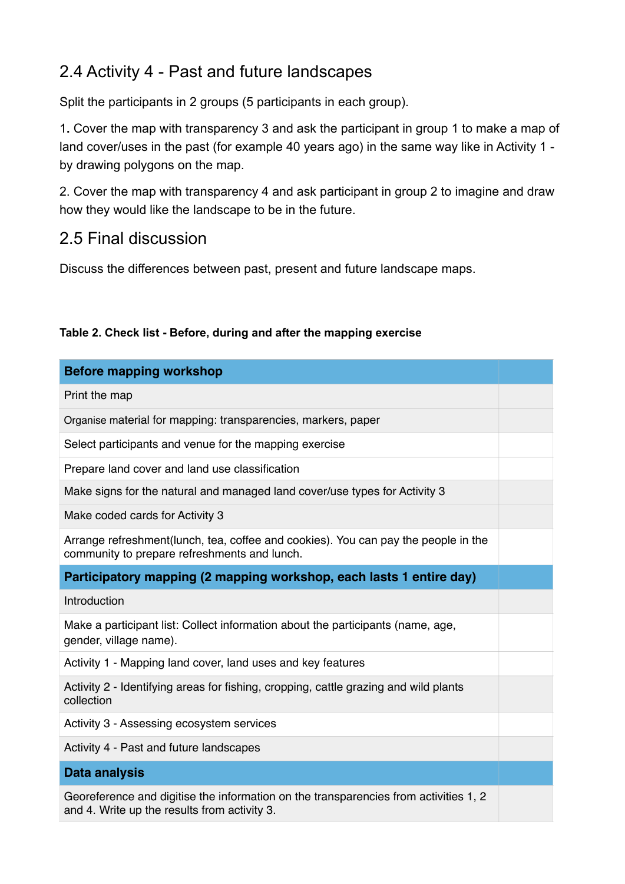## 2.4 Activity 4 - Past and future landscapes

Split the participants in 2 groups (5 participants in each group).

1. Cover the map with transparency 3 and ask the participant in group 1 to make a map of land cover/uses in the past (for example 40 years ago) in the same way like in Activity 1 - by drawing polygons on the map.

2. Cover the map with transparency 4 and ask participant in group 2 to imagine and draw how they would like the landscape to be in the future.

## 2.5 Final discussion

Discuss the differences between past, present and future landscape maps.

**Table 2. Check list - Before, during and after the mapping exercise**

| **Before mapping workshop** | |
|---|---|
| Print the map | |
| Organise material for mapping: transparencies, markers, paper | |
| Select participants and venue for the mapping exercise | |
| Prepare land cover and land use classification | |
| Make signs for the natural and managed land cover/use types for Activity 3 | |
| Make coded cards for Activity 3 | |
| Arrange refreshment(lunch, tea, coffee and cookies). You can pay the people in the community to prepare refreshments and lunch. | |
| **Participatory mapping (2 mapping workshop, each lasts 1 entire day)** | |
| Introduction | |
| Make a participant list: Collect information about the participants (name, age, gender, village name). | |
| Activity 1 - Mapping land cover, land uses and key features | |
| Activity 2 - Identifying areas for fishing, cropping, cattle grazing and wild plants collection | |
| Activity 3 - Assessing ecosystem services | |
| Activity 4 - Past and future landscapes | |
| **Data analysis** | |
| Georeference and digitise the information on the transparencies from activities 1, 2 and 4. Write up the results from activity 3. | |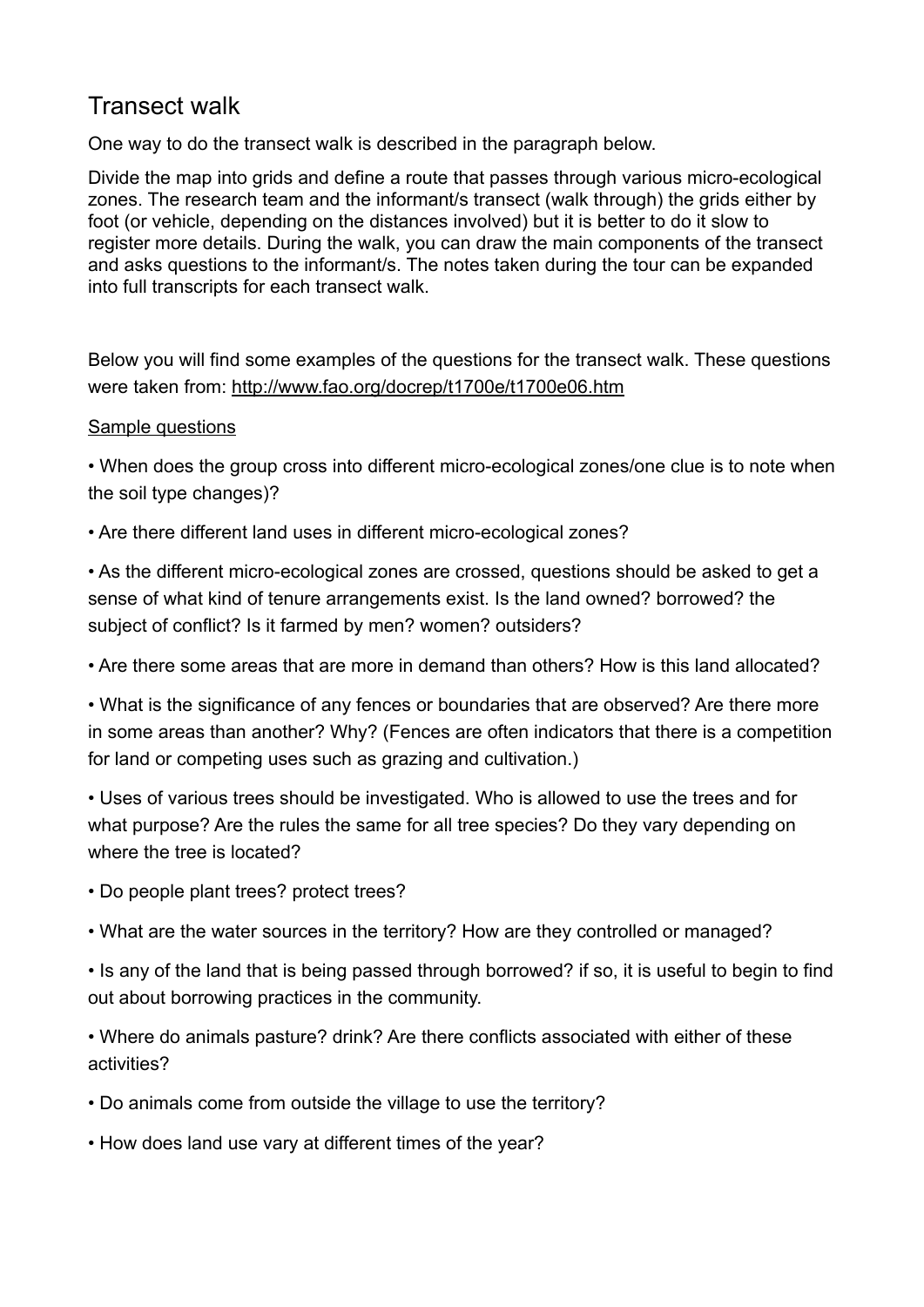## Transect walk

One way to do the transect walk is described in the paragraph below.

Divide the map into grids and define a route that passes through various micro-ecological zones. The research team and the informant/s transect (walk through) the grids either by foot (or vehicle, depending on the distances involved) but it is better to do it slow to register more details. During the walk, you can draw the main components of the transect and asks questions to the informant/s. The notes taken during the tour can be expanded into full transcripts for each transect walk.

Below you will find some examples of the questions for the transect walk. These questions were taken from: http://www.fao.org/docrep/t1700e/t1700e06.htm

Sample questions

- When does the group cross into different micro-ecological zones/one clue is to note when the soil type changes)?
- Are there different land uses in different micro-ecological zones?
- As the different micro-ecological zones are crossed, questions should be asked to get a sense of what kind of tenure arrangements exist. Is the land owned? borrowed? the subject of conflict? Is it farmed by men? women? outsiders?
- Are there some areas that are more in demand than others? How is this land allocated?
- What is the significance of any fences or boundaries that are observed? Are there more in some areas than another? Why? (Fences are often indicators that there is a competition for land or competing uses such as grazing and cultivation.)
- Uses of various trees should be investigated. Who is allowed to use the trees and for what purpose? Are the rules the same for all tree species? Do they vary depending on where the tree is located?
- Do people plant trees? protect trees?
- What are the water sources in the territory? How are they controlled or managed?
- Is any of the land that is being passed through borrowed? if so, it is useful to begin to find out about borrowing practices in the community.
- Where do animals pasture? drink? Are there conflicts associated with either of these activities?
- Do animals come from outside the village to use the territory?
- How does land use vary at different times of the year?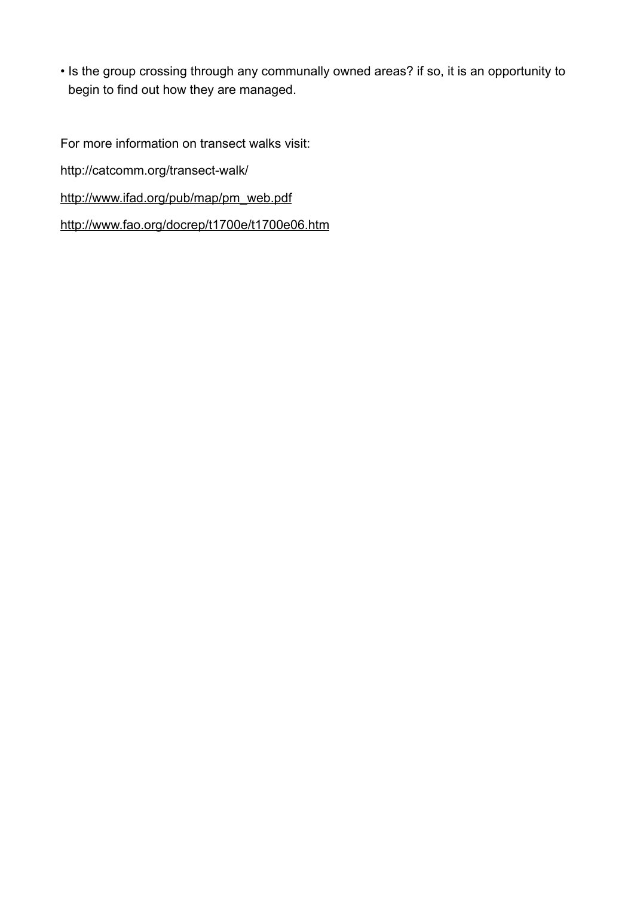- Is the group crossing through any communally owned areas? if so, it is an opportunity to begin to find out how they are managed.

For more information on transect walks visit:

http://catcomm.org/transect-walk/

http://www.ifad.org/pub/map/pm_web.pdf

http://www.fao.org/docrep/t1700e/t1700e06.htm